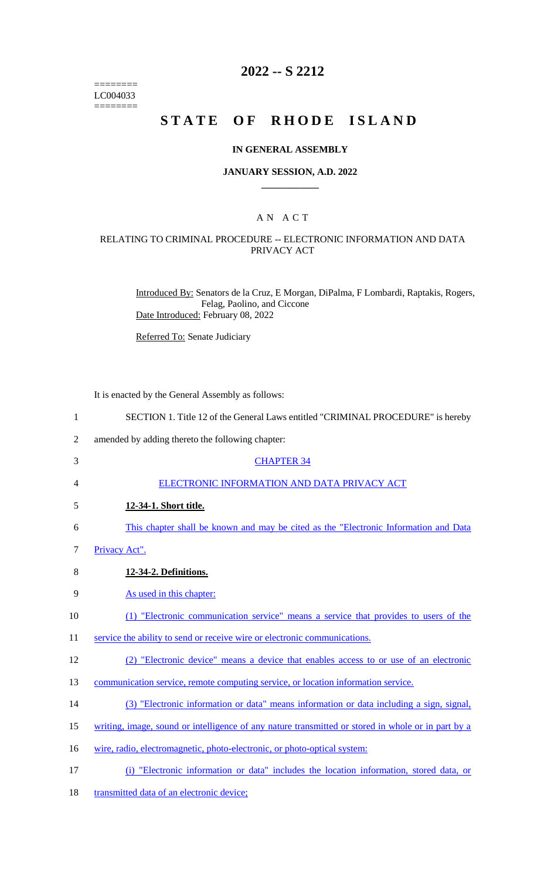========
LC004033
========

# 2022 -- S 2212

# STATE OF RHODE ISLAND

### IN GENERAL ASSEMBLY

### JANUARY SESSION, A.D. 2022

## A N A C T

### RELATING TO CRIMINAL PROCEDURE -- ELECTRONIC INFORMATION AND DATA PRIVACY ACT

Introduced By: Senators de la Cruz, E Morgan, DiPalma, F Lombardi, Raptakis, Rogers, Felag, Paolino, and Ciccone

Date Introduced: February 08, 2022

Referred To: Senate Judiciary

It is enacted by the General Assembly as follows:

1 SECTION 1. Title 12 of the General Laws entitled "CRIMINAL PROCEDURE" is hereby
2 amended by adding thereto the following chapter:

3 CHAPTER 34

4 ELECTRONIC INFORMATION AND DATA PRIVACY ACT

5 **12-34-1. Short title.**

6 This chapter shall be known and may be cited as the "Electronic Information and Data
7 Privacy Act".

8 **12-34-2. Definitions.**

9 As used in this chapter:

10 (1) "Electronic communication service" means a service that provides to users of the
11 service the ability to send or receive wire or electronic communications.

12 (2) "Electronic device" means a device that enables access to or use of an electronic
13 communication service, remote computing service, or location information service.

14 (3) "Electronic information or data" means information or data including a sign, signal,
15 writing, image, sound or intelligence of any nature transmitted or stored in whole or in part by a
16 wire, radio, electromagnetic, photo-electronic, or photo-optical system:

17 (i) "Electronic information or data" includes the location information, stored data, or
18 transmitted data of an electronic device;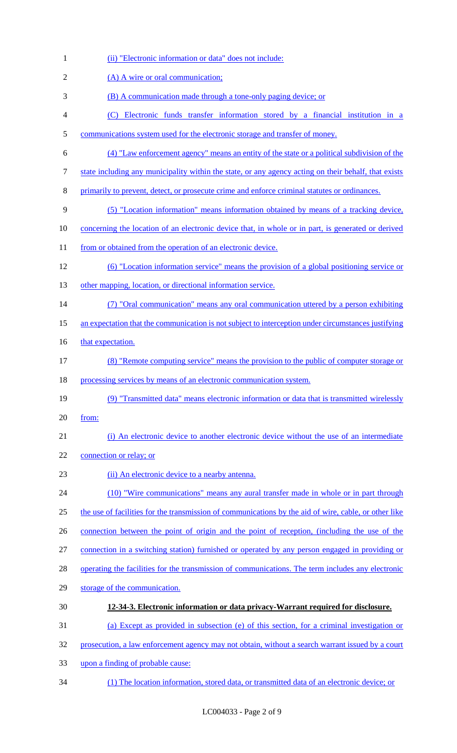(ii) "Electronic information or data" does not include:

(A) A wire or oral communication;

(B) A communication made through a tone-only paging device; or

(C) Electronic funds transfer information stored by a financial institution in a communications system used for the electronic storage and transfer of money.

(4) "Law enforcement agency" means an entity of the state or a political subdivision of the state including any municipality within the state, or any agency acting on their behalf, that exists primarily to prevent, detect, or prosecute crime and enforce criminal statutes or ordinances.

(5) "Location information" means information obtained by means of a tracking device, concerning the location of an electronic device that, in whole or in part, is generated or derived from or obtained from the operation of an electronic device.

(6) "Location information service" means the provision of a global positioning service or other mapping, location, or directional information service.

(7) "Oral communication" means any oral communication uttered by a person exhibiting an expectation that the communication is not subject to interception under circumstances justifying that expectation.

(8) "Remote computing service" means the provision to the public of computer storage or processing services by means of an electronic communication system.

(9) "Transmitted data" means electronic information or data that is transmitted wirelessly from:

(i) An electronic device to another electronic device without the use of an intermediate connection or relay; or

(ii) An electronic device to a nearby antenna.

(10) "Wire communications" means any aural transfer made in whole or in part through the use of facilities for the transmission of communications by the aid of wire, cable, or other like connection between the point of origin and the point of reception, (including the use of the connection in a switching station) furnished or operated by any person engaged in providing or operating the facilities for the transmission of communications. The term includes any electronic storage of the communication.

**12-34-3. Electronic information or data privacy-Warrant required for disclosure.**

(a) Except as provided in subsection (e) of this section, for a criminal investigation or prosecution, a law enforcement agency may not obtain, without a search warrant issued by a court upon a finding of probable cause:

(1) The location information, stored data, or transmitted data of an electronic device; or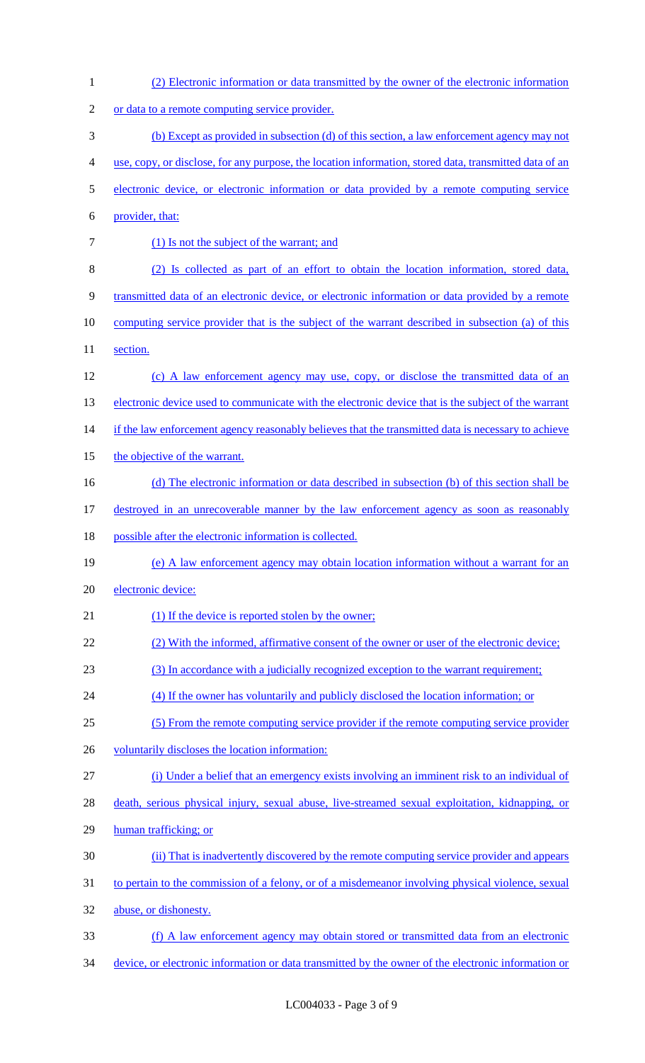(2) Electronic information or data transmitted by the owner of the electronic information or data to a remote computing service provider.

(b) Except as provided in subsection (d) of this section, a law enforcement agency may not use, copy, or disclose, for any purpose, the location information, stored data, transmitted data of an electronic device, or electronic information or data provided by a remote computing service provider, that:

(1) Is not the subject of the warrant; and

(2) Is collected as part of an effort to obtain the location information, stored data, transmitted data of an electronic device, or electronic information or data provided by a remote computing service provider that is the subject of the warrant described in subsection (a) of this section.

(c) A law enforcement agency may use, copy, or disclose the transmitted data of an electronic device used to communicate with the electronic device that is the subject of the warrant if the law enforcement agency reasonably believes that the transmitted data is necessary to achieve the objective of the warrant.

(d) The electronic information or data described in subsection (b) of this section shall be destroyed in an unrecoverable manner by the law enforcement agency as soon as reasonably possible after the electronic information is collected.

(e) A law enforcement agency may obtain location information without a warrant for an electronic device:

(1) If the device is reported stolen by the owner;

(2) With the informed, affirmative consent of the owner or user of the electronic device;

(3) In accordance with a judicially recognized exception to the warrant requirement;

(4) If the owner has voluntarily and publicly disclosed the location information; or

(5) From the remote computing service provider if the remote computing service provider voluntarily discloses the location information:

(i) Under a belief that an emergency exists involving an imminent risk to an individual of death, serious physical injury, sexual abuse, live-streamed sexual exploitation, kidnapping, or human trafficking; or

(ii) That is inadvertently discovered by the remote computing service provider and appears to pertain to the commission of a felony, or of a misdemeanor involving physical violence, sexual abuse, or dishonesty.

(f) A law enforcement agency may obtain stored or transmitted data from an electronic device, or electronic information or data transmitted by the owner of the electronic information or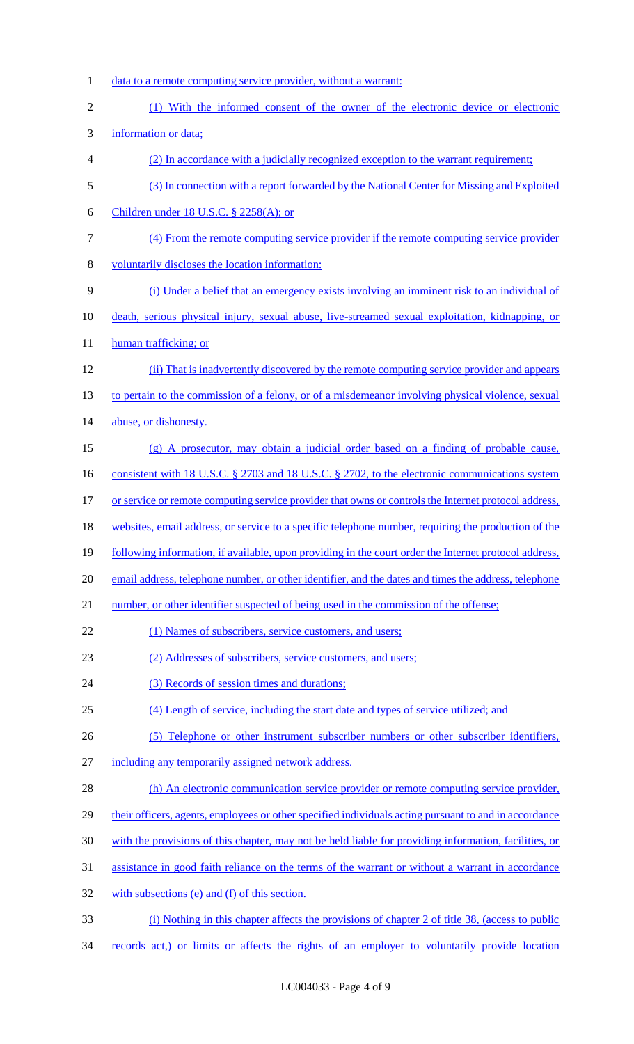data to a remote computing service provider, without a warrant:

(1) With the informed consent of the owner of the electronic device or electronic information or data;

(2) In accordance with a judicially recognized exception to the warrant requirement;

(3) In connection with a report forwarded by the National Center for Missing and Exploited Children under 18 U.S.C. § 2258(A); or

(4) From the remote computing service provider if the remote computing service provider voluntarily discloses the location information:

(i) Under a belief that an emergency exists involving an imminent risk to an individual of death, serious physical injury, sexual abuse, live-streamed sexual exploitation, kidnapping, or human trafficking; or

(ii) That is inadvertently discovered by the remote computing service provider and appears to pertain to the commission of a felony, or of a misdemeanor involving physical violence, sexual abuse, or dishonesty.

(g) A prosecutor, may obtain a judicial order based on a finding of probable cause, consistent with 18 U.S.C. § 2703 and 18 U.S.C. § 2702, to the electronic communications system or service or remote computing service provider that owns or controls the Internet protocol address, websites, email address, or service to a specific telephone number, requiring the production of the following information, if available, upon providing in the court order the Internet protocol address, email address, telephone number, or other identifier, and the dates and times the address, telephone number, or other identifier suspected of being used in the commission of the offense;

(1) Names of subscribers, service customers, and users;

(2) Addresses of subscribers, service customers, and users;

(3) Records of session times and durations;

(4) Length of service, including the start date and types of service utilized; and

(5) Telephone or other instrument subscriber numbers or other subscriber identifiers, including any temporarily assigned network address.

(h) An electronic communication service provider or remote computing service provider, their officers, agents, employees or other specified individuals acting pursuant to and in accordance with the provisions of this chapter, may not be held liable for providing information, facilities, or assistance in good faith reliance on the terms of the warrant or without a warrant in accordance with subsections (e) and (f) of this section.

(i) Nothing in this chapter affects the provisions of chapter 2 of title 38, (access to public records act,) or limits or affects the rights of an employer to voluntarily provide location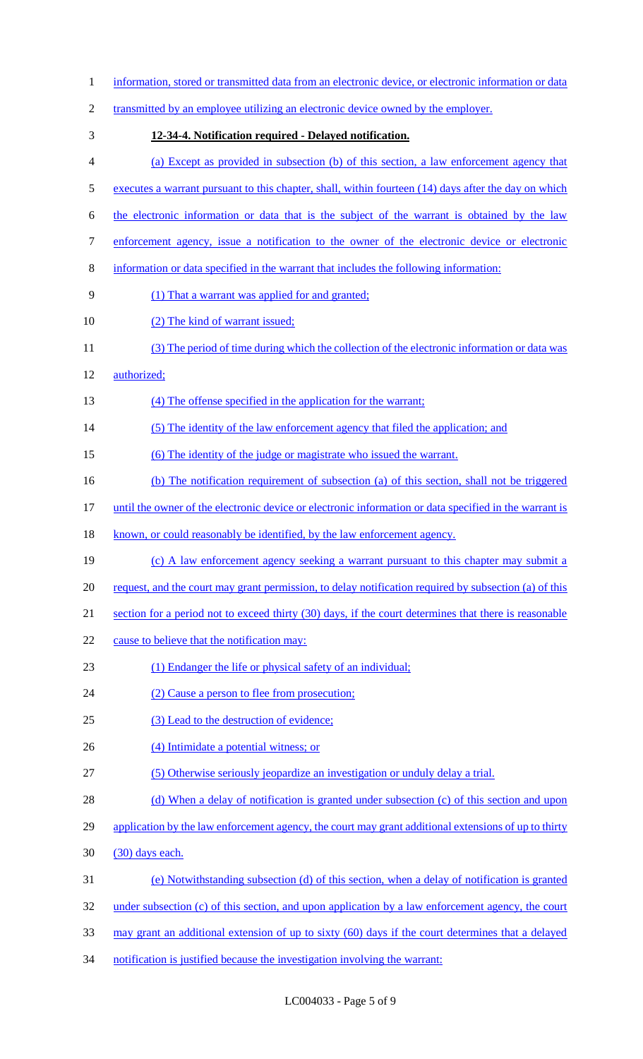information, stored or transmitted data from an electronic device, or electronic information or data transmitted by an employee utilizing an electronic device owned by the employer.

**12-34-4. Notification required - Delayed notification.**

(a) Except as provided in subsection (b) of this section, a law enforcement agency that executes a warrant pursuant to this chapter, shall, within fourteen (14) days after the day on which the electronic information or data that is the subject of the warrant is obtained by the law enforcement agency, issue a notification to the owner of the electronic device or electronic information or data specified in the warrant that includes the following information:

(1) That a warrant was applied for and granted;

(2) The kind of warrant issued;

(3) The period of time during which the collection of the electronic information or data was authorized;

(4) The offense specified in the application for the warrant;

(5) The identity of the law enforcement agency that filed the application; and

(6) The identity of the judge or magistrate who issued the warrant.

(b) The notification requirement of subsection (a) of this section, shall not be triggered until the owner of the electronic device or electronic information or data specified in the warrant is known, or could reasonably be identified, by the law enforcement agency.

(c) A law enforcement agency seeking a warrant pursuant to this chapter may submit a request, and the court may grant permission, to delay notification required by subsection (a) of this section for a period not to exceed thirty (30) days, if the court determines that there is reasonable cause to believe that the notification may:

(1) Endanger the life or physical safety of an individual;

(2) Cause a person to flee from prosecution;

(3) Lead to the destruction of evidence;

(4) Intimidate a potential witness; or

(5) Otherwise seriously jeopardize an investigation or unduly delay a trial.

(d) When a delay of notification is granted under subsection (c) of this section and upon application by the law enforcement agency, the court may grant additional extensions of up to thirty (30) days each.

(e) Notwithstanding subsection (d) of this section, when a delay of notification is granted under subsection (c) of this section, and upon application by a law enforcement agency, the court may grant an additional extension of up to sixty (60) days if the court determines that a delayed notification is justified because the investigation involving the warrant: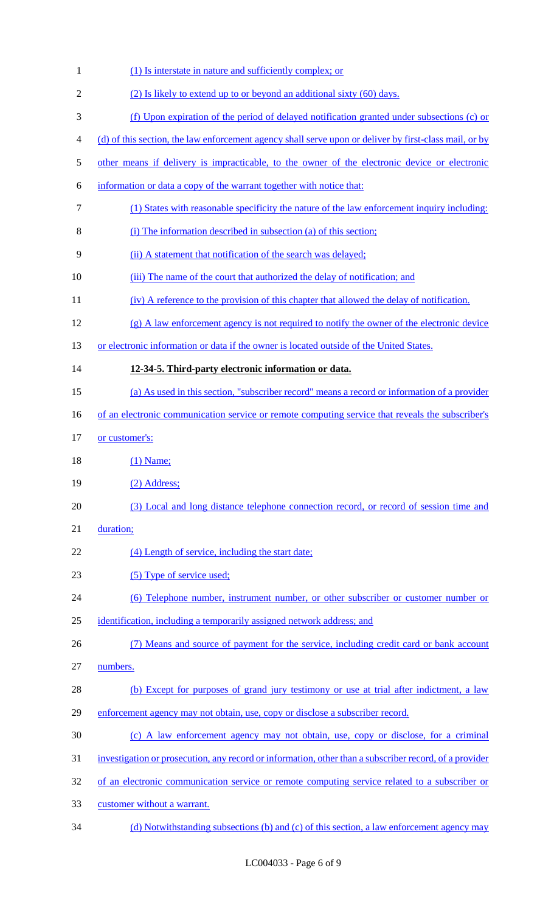(1) Is interstate in nature and sufficiently complex; or

(2) Is likely to extend up to or beyond an additional sixty (60) days.

(f) Upon expiration of the period of delayed notification granted under subsections (c) or (d) of this section, the law enforcement agency shall serve upon or deliver by first-class mail, or by other means if delivery is impracticable, to the owner of the electronic device or electronic information or data a copy of the warrant together with notice that:

(1) States with reasonable specificity the nature of the law enforcement inquiry including:

(i) The information described in subsection (a) of this section;

(ii) A statement that notification of the search was delayed;

(iii) The name of the court that authorized the delay of notification; and

(iv) A reference to the provision of this chapter that allowed the delay of notification.

(g) A law enforcement agency is not required to notify the owner of the electronic device or electronic information or data if the owner is located outside of the United States.

**12-34-5. Third-party electronic information or data.**

(a) As used in this section, "subscriber record" means a record or information of a provider of an electronic communication service or remote computing service that reveals the subscriber's or customer's:

(1) Name;

(2) Address;

(3) Local and long distance telephone connection record, or record of session time and duration;

(4) Length of service, including the start date;

(5) Type of service used;

(6) Telephone number, instrument number, or other subscriber or customer number or identification, including a temporarily assigned network address; and

(7) Means and source of payment for the service, including credit card or bank account numbers.

(b) Except for purposes of grand jury testimony or use at trial after indictment, a law enforcement agency may not obtain, use, copy or disclose a subscriber record.

(c) A law enforcement agency may not obtain, use, copy or disclose, for a criminal investigation or prosecution, any record or information, other than a subscriber record, of a provider of an electronic communication service or remote computing service related to a subscriber or customer without a warrant.

(d) Notwithstanding subsections (b) and (c) of this section, a law enforcement agency may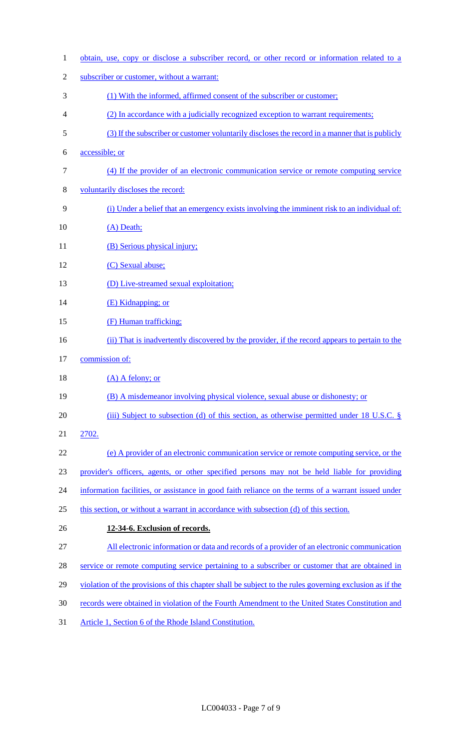obtain, use, copy or disclose a subscriber record, or other record or information related to a subscriber or customer, without a warrant:

(1) With the informed, affirmed consent of the subscriber or customer;

(2) In accordance with a judicially recognized exception to warrant requirements;

(3) If the subscriber or customer voluntarily discloses the record in a manner that is publicly accessible; or

(4) If the provider of an electronic communication service or remote computing service voluntarily discloses the record:

(i) Under a belief that an emergency exists involving the imminent risk to an individual of:

(A) Death;

(B) Serious physical injury;

(C) Sexual abuse;

(D) Live-streamed sexual exploitation;

(E) Kidnapping; or

(F) Human trafficking;

(ii) That is inadvertently discovered by the provider, if the record appears to pertain to the commission of:

(A) A felony; or

(B) A misdemeanor involving physical violence, sexual abuse or dishonesty; or

(iii) Subject to subsection (d) of this section, as otherwise permitted under 18 U.S.C. § 2702.

(e) A provider of an electronic communication service or remote computing service, or the provider's officers, agents, or other specified persons may not be held liable for providing information facilities, or assistance in good faith reliance on the terms of a warrant issued under this section, or without a warrant in accordance with subsection (d) of this section.

**12-34-6. Exclusion of records.**

All electronic information or data and records of a provider of an electronic communication service or remote computing service pertaining to a subscriber or customer that are obtained in violation of the provisions of this chapter shall be subject to the rules governing exclusion as if the records were obtained in violation of the Fourth Amendment to the United States Constitution and Article 1, Section 6 of the Rhode Island Constitution.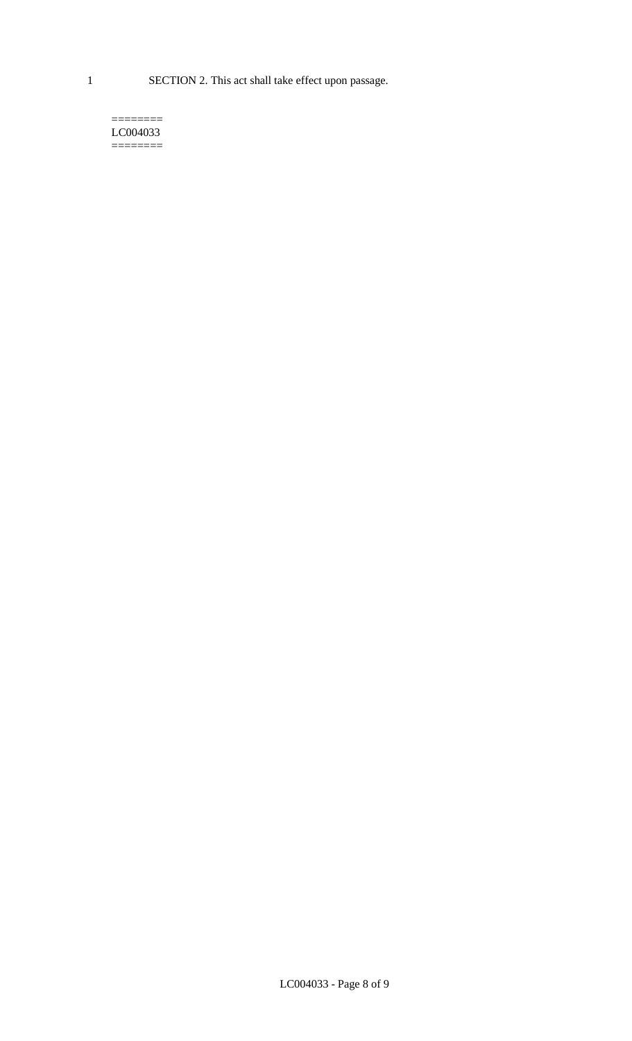SECTION 2. This act shall take effect upon passage.

========
LC004033
========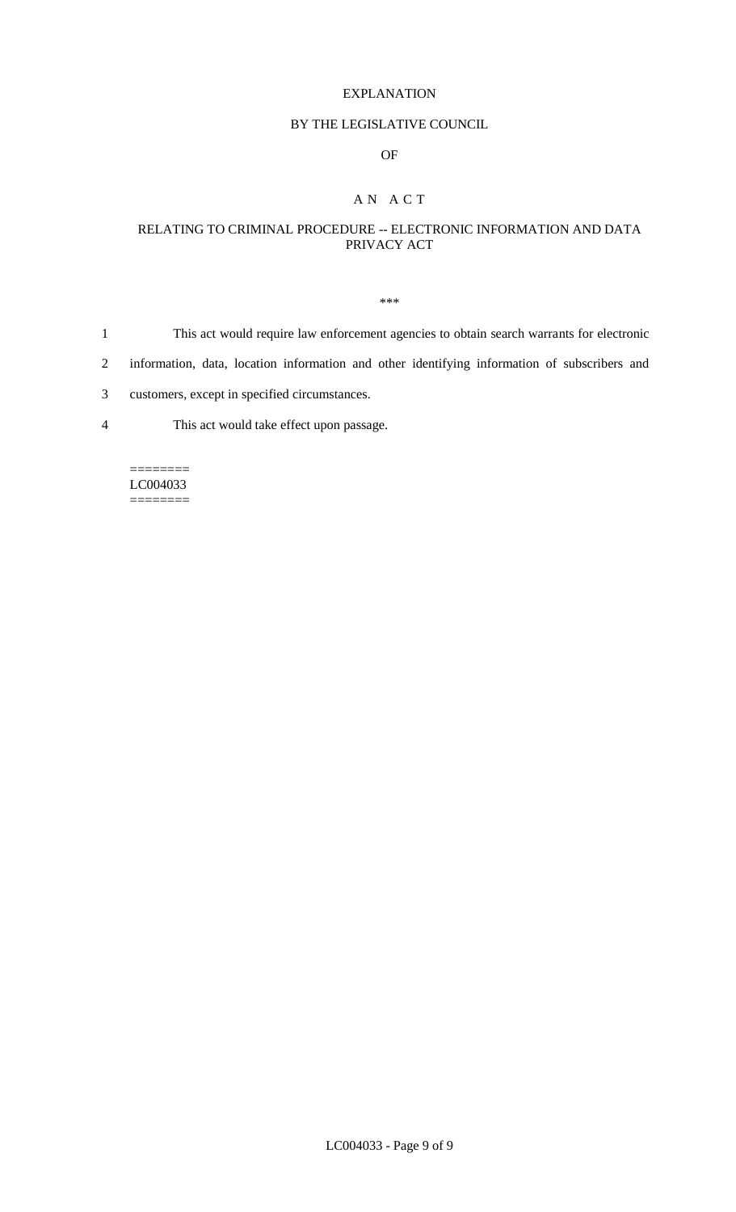EXPLANATION

BY THE LEGISLATIVE COUNCIL

OF

# A N A C T

RELATING TO CRIMINAL PROCEDURE -- ELECTRONIC INFORMATION AND DATA PRIVACY ACT

\*\*\*

1 This act would require law enforcement agencies to obtain search warrants for electronic
2 information, data, location information and other identifying information of subscribers and
3 customers, except in specified circumstances.
4 This act would take effect upon passage.

========
LC004033
========